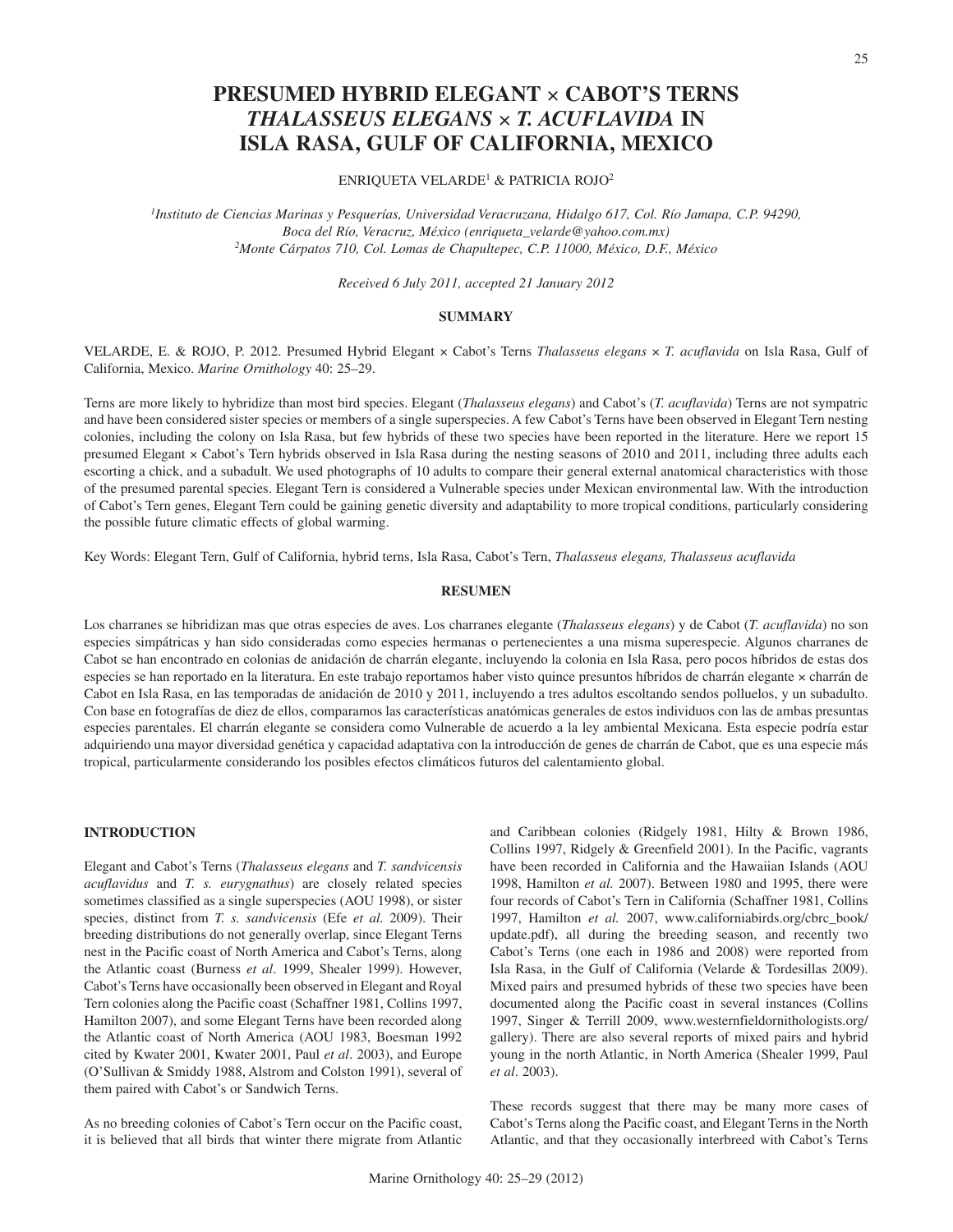# PRESUMED HYBRID ELEGANT × CABOT'S TERNS *THALASSEUS ELEGANS* × *T. ACUFLAVIDA* IN ISLA RASA, GULF OF CALIFORNIA, MEXICO

ENRIQUETA VELARDE[1] & PATRICIA ROJO[2]

[1]*Instituto de Ciencias Marinas y Pesquerías, Universidad Veracruzana, Hidalgo 617, Col. Río Jamapa, C.P. 94290, Boca del Río, Veracruz, México (enriqueta_velarde@yahoo.com.mx)*
[2]*Monte Cárpatos 710, Col. Lomas de Chapultepec, C.P. 11000, México, D.F., México*

*Received 6 July 2011, accepted 21 January 2012*

## SUMMARY

VELARDE, E. & ROJO, P. 2012. Presumed Hybrid Elegant × Cabot's Terns *Thalasseus elegans* × *T. acuflavida* on Isla Rasa, Gulf of California, Mexico. *Marine Ornithology* 40: 25–29.

Terns are more likely to hybridize than most bird species. Elegant (*Thalasseus elegans*) and Cabot's (*T. acuflavida*) Terns are not sympatric and have been considered sister species or members of a single superspecies. A few Cabot's Terns have been observed in Elegant Tern nesting colonies, including the colony on Isla Rasa, but few hybrids of these two species have been reported in the literature. Here we report 15 presumed Elegant × Cabot's Tern hybrids observed in Isla Rasa during the nesting seasons of 2010 and 2011, including three adults each escorting a chick, and a subadult. We used photographs of 10 adults to compare their general external anatomical characteristics with those of the presumed parental species. Elegant Tern is considered a Vulnerable species under Mexican environmental law. With the introduction of Cabot's Tern genes, Elegant Tern could be gaining genetic diversity and adaptability to more tropical conditions, particularly considering the possible future climatic effects of global warming.

Key Words: Elegant Tern, Gulf of California, hybrid terns, Isla Rasa, Cabot's Tern, *Thalasseus elegans, Thalasseus acuflavida*

## RESUMEN

Los charranes se hibridizan mas que otras especies de aves. Los charranes elegante (*Thalasseus elegans*) y de Cabot (*T. acuflavida*) no son especies simpátricas y han sido consideradas como especies hermanas o pertenecientes a una misma superespecie. Algunos charranes de Cabot se han encontrado en colonias de anidación de charrán elegante, incluyendo la colonia en Isla Rasa, pero pocos híbridos de estas dos especies se han reportado en la literatura. En este trabajo reportamos haber visto quince presuntos híbridos de charrán elegante × charrán de Cabot en Isla Rasa, en las temporadas de anidación de 2010 y 2011, incluyendo a tres adultos escoltando sendos polluelos, y un subadulto. Con base en fotografías de diez de ellos, comparamos las características anatómicas generales de estos individuos con las de ambas presuntas especies parentales. El charrán elegante se considera como Vulnerable de acuerdo a la ley ambiental Mexicana. Esta especie podría estar adquiriendo una mayor diversidad genética y capacidad adaptativa con la introducción de genes de charrán de Cabot, que es una especie más tropical, particularmente considerando los posibles efectos climáticos futuros del calentamiento global.

## INTRODUCTION

Elegant and Cabot's Terns (*Thalasseus elegans* and *T. sandvicensis acuflavidus* and *T. s. eurygnathus*) are closely related species sometimes classified as a single superspecies (AOU 1998), or sister species, distinct from *T. s. sandvicensis* (Efe *et al.* 2009). Their breeding distributions do not generally overlap, since Elegant Terns nest in the Pacific coast of North America and Cabot's Terns, along the Atlantic coast (Burness *et al*. 1999, Shealer 1999). However, Cabot's Terns have occasionally been observed in Elegant and Royal Tern colonies along the Pacific coast (Schaffner 1981, Collins 1997, Hamilton 2007), and some Elegant Terns have been recorded along the Atlantic coast of North America (AOU 1983, Boesman 1992 cited by Kwater 2001, Kwater 2001, Paul *et al*. 2003), and Europe (O'Sullivan & Smiddy 1988, Alstrom and Colston 1991), several of them paired with Cabot's or Sandwich Terns.

As no breeding colonies of Cabot's Tern occur on the Pacific coast, it is believed that all birds that winter there migrate from Atlantic and Caribbean colonies (Ridgely 1981, Hilty & Brown 1986, Collins 1997, Ridgely & Greenfield 2001). In the Pacific, vagrants have been recorded in California and the Hawaiian Islands (AOU 1998, Hamilton *et al.* 2007). Between 1980 and 1995, there were four records of Cabot's Tern in California (Schaffner 1981, Collins 1997, Hamilton *et al.* 2007, www.californiabirds.org/cbrc_book/update.pdf), all during the breeding season, and recently two Cabot's Terns (one each in 1986 and 2008) were reported from Isla Rasa, in the Gulf of California (Velarde & Tordesillas 2009). Mixed pairs and presumed hybrids of these two species have been documented along the Pacific coast in several instances (Collins 1997, Singer & Terrill 2009, www.westernfieldornithologists.org/gallery). There are also several reports of mixed pairs and hybrid young in the north Atlantic, in North America (Shealer 1999, Paul *et al*. 2003).

These records suggest that there may be many more cases of Cabot's Terns along the Pacific coast, and Elegant Terns in the North Atlantic, and that they occasionally interbreed with Cabot's Terns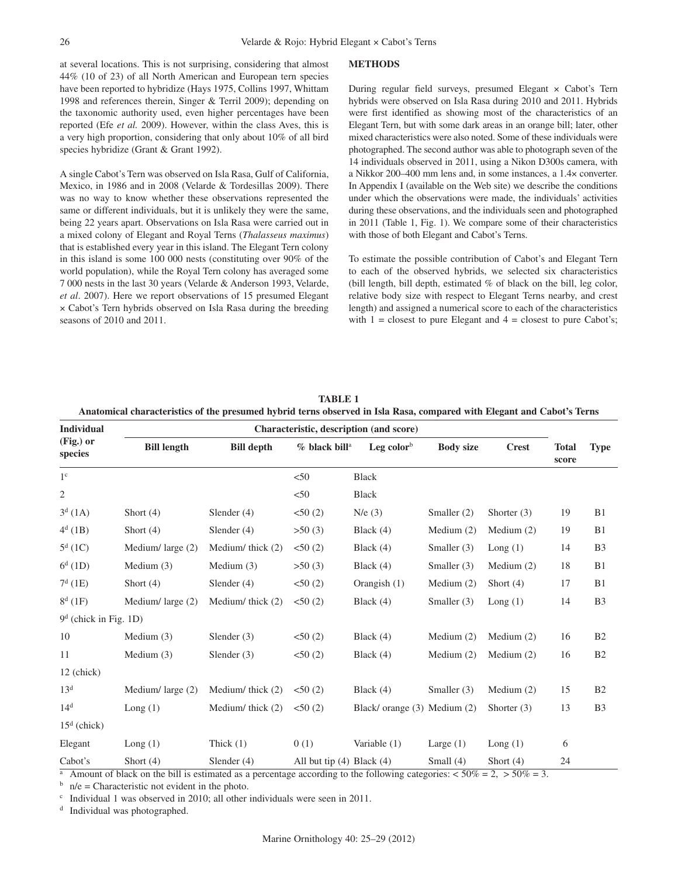at several locations. This is not surprising, considering that almost 44% (10 of 23) of all North American and European tern species have been reported to hybridize (Hays 1975, Collins 1997, Whittam 1998 and references therein, Singer & Terril 2009); depending on the taxonomic authority used, even higher percentages have been reported (Efe *et al.* 2009). However, within the class Aves, this is a very high proportion, considering that only about 10% of all bird species hybridize (Grant & Grant 1992).

A single Cabot's Tern was observed on Isla Rasa, Gulf of California, Mexico, in 1986 and in 2008 (Velarde & Tordesillas 2009). There was no way to know whether these observations represented the same or different individuals, but it is unlikely they were the same, being 22 years apart. Observations on Isla Rasa were carried out in a mixed colony of Elegant and Royal Terns (*Thalasseus maximus*) that is established every year in this island. The Elegant Tern colony in this island is some 100 000 nests (constituting over 90% of the world population), while the Royal Tern colony has averaged some 7 000 nests in the last 30 years (Velarde & Anderson 1993, Velarde, *et al*. 2007). Here we report observations of 15 presumed Elegant × Cabot's Tern hybrids observed on Isla Rasa during the breeding seasons of 2010 and 2011.

## METHODS

During regular field surveys, presumed Elegant × Cabot's Tern hybrids were observed on Isla Rasa during 2010 and 2011. Hybrids were first identified as showing most of the characteristics of an Elegant Tern, but with some dark areas in an orange bill; later, other mixed characteristics were also noted. Some of these individuals were photographed. The second author was able to photograph seven of the 14 individuals observed in 2011, using a Nikon D300s camera, with a Nikkor 200–400 mm lens and, in some instances, a 1.4× converter. In Appendix I (available on the Web site) we describe the conditions under which the observations were made, the individuals' activities during these observations, and the individuals seen and photographed in 2011 (Table 1, Fig. 1). We compare some of their characteristics with those of both Elegant and Cabot's Terns.

To estimate the possible contribution of Cabot's and Elegant Tern to each of the observed hybrids, we selected six characteristics (bill length, bill depth, estimated % of black on the bill, leg color, relative body size with respect to Elegant Terns nearby, and crest length) and assigned a numerical score to each of the characteristics with 1 = closest to pure Elegant and 4 = closest to pure Cabot's;

**TABLE 1**
**Anatomical characteristics of the presumed hybrid terns observed in Isla Rasa, compared with Elegant and Cabot's Terns**

| Individual (Fig.) or species | Characteristic, description (and score) | | | | | | Total score | Type |
|---|---|---|---|---|---|---|---|---|
| | Bill length | Bill depth | % black bill[a] | Leg color[b] | Body size | Crest | | |
| 1[c] | | | <50 | Black | | | | |
| 2 | | | <50 | Black | | | | |
| 3[d] (1A) | Short (4) | Slender (4) | <50 (2) | N/e (3) | Smaller (2) | Shorter (3) | 19 | B1 |
| 4[d] (1B) | Short (4) | Slender (4) | >50 (3) | Black (4) | Medium (2) | Medium (2) | 19 | B1 |
| 5[d] (1C) | Medium/ large (2) | Medium/ thick (2) | <50 (2) | Black (4) | Smaller (3) | Long (1) | 14 | B3 |
| 6[d] (1D) | Medium (3) | Medium (3) | >50 (3) | Black (4) | Smaller (3) | Medium (2) | 18 | B1 |
| 7[d] (1E) | Short (4) | Slender (4) | <50 (2) | Orangish (1) | Medium (2) | Short (4) | 17 | B1 |
| 8[d] (1F) | Medium/ large (2) | Medium/ thick (2) | <50 (2) | Black (4) | Smaller (3) | Long (1) | 14 | B3 |
| 9[d] (chick in Fig. 1D) | | | | | | | | |
| 10 | Medium (3) | Slender (3) | <50 (2) | Black (4) | Medium (2) | Medium (2) | 16 | B2 |
| 11 | Medium (3) | Slender (3) | <50 (2) | Black (4) | Medium (2) | Medium (2) | 16 | B2 |
| 12 (chick) | | | | | | | | |
| 13[d] | Medium/ large (2) | Medium/ thick (2) | <50 (2) | Black (4) | Smaller (3) | Medium (2) | 15 | B2 |
| 14[d] | Long (1) | Medium/ thick (2) | <50 (2) | Black/ orange (3) | Medium (2) | Shorter (3) | 13 | B3 |
| 15[d] (chick) | | | | | | | | |
| Elegant | Long (1) | Thick (1) | 0 (1) | Variable (1) | Large (1) | Long (1) | 6 | |
| Cabot's | Short (4) | Slender (4) | All but tip (4) | Black (4) | Small (4) | Short (4) | 24 | |

[a] Amount of black on the bill is estimated as a percentage according to the following categories: < 50% = 2, > 50% = 3.
[b] n/e = Characteristic not evident in the photo.
[c] Individual 1 was observed in 2010; all other individuals were seen in 2011.
[d] Individual was photographed.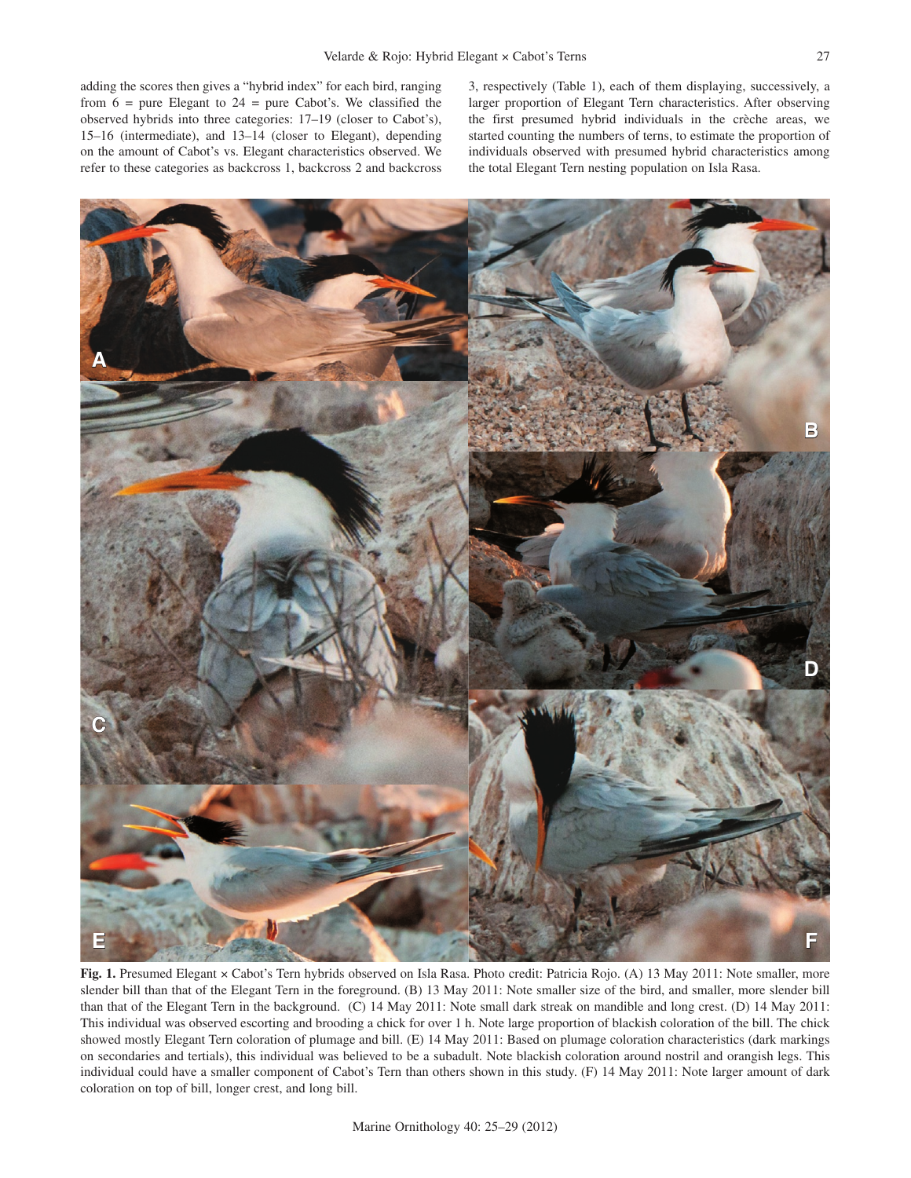adding the scores then gives a "hybrid index" for each bird, ranging from 6 = pure Elegant to 24 = pure Cabot's. We classified the observed hybrids into three categories: 17–19 (closer to Cabot's), 15–16 (intermediate), and 13–14 (closer to Elegant), depending on the amount of Cabot's vs. Elegant characteristics observed. We refer to these categories as backcross 1, backcross 2 and backcross 3, respectively (Table 1), each of them displaying, successively, a larger proportion of Elegant Tern characteristics. After observing the first presumed hybrid individuals in the crèche areas, we started counting the numbers of terns, to estimate the proportion of individuals observed with presumed hybrid characteristics among the total Elegant Tern nesting population on Isla Rasa.

**Fig. 1.** Presumed Elegant × Cabot's Tern hybrids observed on Isla Rasa. Photo credit: Patricia Rojo. (A) 13 May 2011: Note smaller, more slender bill than that of the Elegant Tern in the foreground. (B) 13 May 2011: Note smaller size of the bird, and smaller, more slender bill than that of the Elegant Tern in the background. (C) 14 May 2011: Note small dark streak on mandible and long crest. (D) 14 May 2011: This individual was observed escorting and brooding a chick for over 1 h. Note large proportion of blackish coloration of the bill. The chick showed mostly Elegant Tern coloration of plumage and bill. (E) 14 May 2011: Based on plumage coloration characteristics (dark markings on secondaries and tertials), this individual was believed to be a subadult. Note blackish coloration around nostril and orangish legs. This individual could have a smaller component of Cabot's Tern than others shown in this study. (F) 14 May 2011: Note larger amount of dark coloration on top of bill, longer crest, and long bill.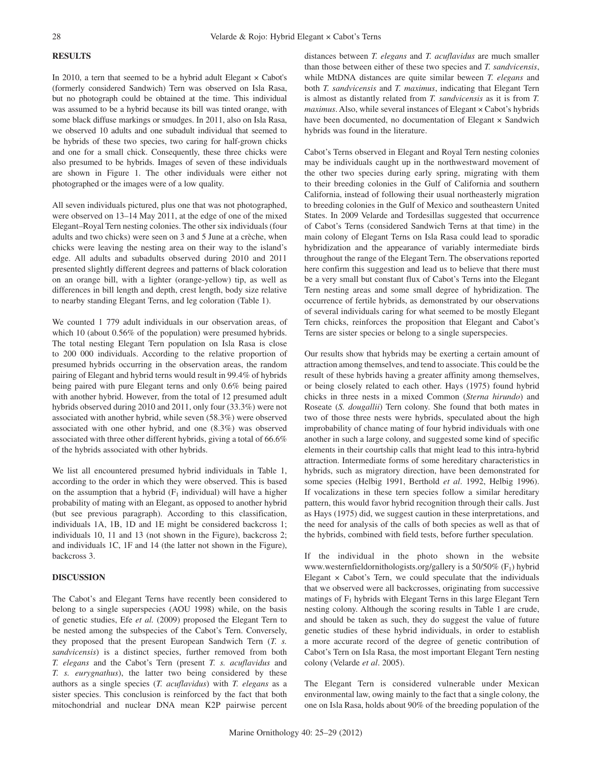## RESULTS

In 2010, a tern that seemed to be a hybrid adult Elegant × Cabot's (formerly considered Sandwich) Tern was observed on Isla Rasa, but no photograph could be obtained at the time. This individual was assumed to be a hybrid because its bill was tinted orange, with some black diffuse markings or smudges. In 2011, also on Isla Rasa, we observed 10 adults and one subadult individual that seemed to be hybrids of these two species, two caring for half-grown chicks and one for a small chick. Consequently, these three chicks were also presumed to be hybrids. Images of seven of these individuals are shown in Figure 1. The other individuals were either not photographed or the images were of a low quality.

All seven individuals pictured, plus one that was not photographed, were observed on 13–14 May 2011, at the edge of one of the mixed Elegant–Royal Tern nesting colonies. The other six individuals (four adults and two chicks) were seen on 3 and 5 June at a crèche, when chicks were leaving the nesting area on their way to the island's edge. All adults and subadults observed during 2010 and 2011 presented slightly different degrees and patterns of black coloration on an orange bill, with a lighter (orange-yellow) tip, as well as differences in bill length and depth, crest length, body size relative to nearby standing Elegant Terns, and leg coloration (Table 1).

We counted 1 779 adult individuals in our observation areas, of which 10 (about 0.56% of the population) were presumed hybrids. The total nesting Elegant Tern population on Isla Rasa is close to 200 000 individuals. According to the relative proportion of presumed hybrids occurring in the observation areas, the random pairing of Elegant and hybrid terns would result in 99.4% of hybrids being paired with pure Elegant terns and only 0.6% being paired with another hybrid. However, from the total of 12 presumed adult hybrids observed during 2010 and 2011, only four (33.3%) were not associated with another hybrid, while seven (58.3%) were observed associated with one other hybrid, and one (8.3%) was observed associated with three other different hybrids, giving a total of 66.6% of the hybrids associated with other hybrids.

We list all encountered presumed hybrid individuals in Table 1, according to the order in which they were observed. This is based on the assumption that a hybrid ($F_1$ individual) will have a higher probability of mating with an Elegant, as opposed to another hybrid (but see previous paragraph). According to this classification, individuals 1A, 1B, 1D and 1E might be considered backcross 1; individuals 10, 11 and 13 (not shown in the Figure), backcross 2; and individuals 1C, 1F and 14 (the latter not shown in the Figure), backcross 3.

## DISCUSSION

The Cabot's and Elegant Terns have recently been considered to belong to a single superspecies (AOU 1998) while, on the basis of genetic studies, Efe *et al.* (2009) proposed the Elegant Tern to be nested among the subspecies of the Cabot's Tern. Conversely, they proposed that the present European Sandwich Tern (*T. s. sandvicensis*) is a distinct species, further removed from both *T. elegans* and the Cabot's Tern (present *T. s. acuflavidus* and *T. s. eurygnathus*), the latter two being considered by these authors as a single species (*T. acuflavidus*) with *T. elegans* as a sister species. This conclusion is reinforced by the fact that both mitochondrial and nuclear DNA mean K2P pairwise percent distances between *T. elegans* and *T. acuflavidus* are much smaller than those between either of these two species and *T. sandvicensis*, while MtDNA distances are quite similar beween *T. elegans* and both *T. sandvicensis* and *T. maximus*, indicating that Elegant Tern is almost as distantly related from *T. sandvicensis* as it is from *T. maximus*. Also, while several instances of Elegant × Cabot's hybrids have been documented, no documentation of Elegant × Sandwich hybrids was found in the literature.

Cabot's Terns observed in Elegant and Royal Tern nesting colonies may be individuals caught up in the northwestward movement of the other two species during early spring, migrating with them to their breeding colonies in the Gulf of California and southern California, instead of following their usual northeasterly migration to breeding colonies in the Gulf of Mexico and southeastern United States. In 2009 Velarde and Tordesillas suggested that occurrence of Cabot's Terns (considered Sandwich Terns at that time) in the main colony of Elegant Terns on Isla Rasa could lead to sporadic hybridization and the appearance of variably intermediate birds throughout the range of the Elegant Tern. The observations reported here confirm this suggestion and lead us to believe that there must be a very small but constant flux of Cabot's Terns into the Elegant Tern nesting areas and some small degree of hybridization. The occurrence of fertile hybrids, as demonstrated by our observations of several individuals caring for what seemed to be mostly Elegant Tern chicks, reinforces the proposition that Elegant and Cabot's Terns are sister species or belong to a single superspecies.

Our results show that hybrids may be exerting a certain amount of attraction among themselves, and tend to associate. This could be the result of these hybrids having a greater affinity among themselves, or being closely related to each other. Hays (1975) found hybrid chicks in three nests in a mixed Common (*Sterna hirundo*) and Roseate (*S. dougallii*) Tern colony. She found that both mates in two of those three nests were hybrids, speculated about the high improbability of chance mating of four hybrid individuals with one another in such a large colony, and suggested some kind of specific elements in their courtship calls that might lead to this intra-hybrid attraction. Intermediate forms of some hereditary characteristics in hybrids, such as migratory direction, have been demonstrated for some species (Helbig 1991, Berthold *et al*. 1992, Helbig 1996). If vocalizations in these tern species follow a similar hereditary pattern, this would favor hybrid recognition through their calls. Just as Hays (1975) did, we suggest caution in these interpretations, and the need for analysis of the calls of both species as well as that of the hybrids, combined with field tests, before further speculation.

If the individual in the photo shown in the website www.westernfieldornithologists.org/gallery is a 50/50% ($F_1$) hybrid Elegant × Cabot's Tern, we could speculate that the individuals that we observed were all backcrosses, originating from successive matings of $F_1$ hybrids with Elegant Terns in this large Elegant Tern nesting colony. Although the scoring results in Table 1 are crude, and should be taken as such, they do suggest the value of future genetic studies of these hybrid individuals, in order to establish a more accurate record of the degree of genetic contribution of Cabot's Tern on Isla Rasa, the most important Elegant Tern nesting colony (Velarde *et al*. 2005).

The Elegant Tern is considered vulnerable under Mexican environmental law, owing mainly to the fact that a single colony, the one on Isla Rasa, holds about 90% of the breeding population of the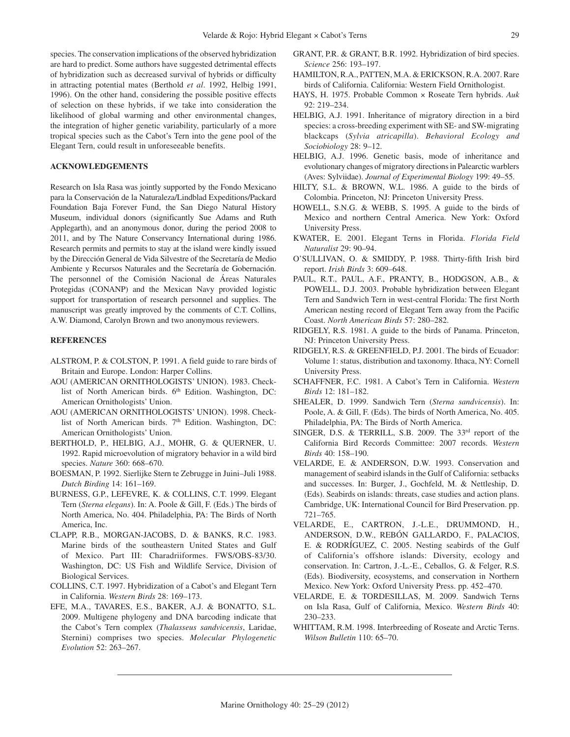species. The conservation implications of the observed hybridization are hard to predict. Some authors have suggested detrimental effects of hybridization such as decreased survival of hybrids or difficulty in attracting potential mates (Berthold *et al*. 1992, Helbig 1991, 1996). On the other hand, considering the possible positive effects of selection on these hybrids, if we take into consideration the likelihood of global warming and other environmental changes, the integration of higher genetic variability, particularly of a more tropical species such as the Cabot's Tern into the gene pool of the Elegant Tern, could result in unforeseeable benefits.

## ACKNOWLEDGEMENTS

Research on Isla Rasa was jointly supported by the Fondo Mexicano para la Conservación de la Naturaleza/Lindblad Expeditions/Packard Foundation Baja Forever Fund, the San Diego Natural History Museum, individual donors (significantly Sue Adams and Ruth Applegarth), and an anonymous donor, during the period 2008 to 2011, and by The Nature Conservancy International during 1986. Research permits and permits to stay at the island were kindly issued by the Dirección General de Vida Silvestre of the Secretaría de Medio Ambiente y Recursos Naturales and the Secretaría de Gobernación. The personnel of the Comisión Nacional de Áreas Naturales Protegidas (CONANP) and the Mexican Navy provided logistic support for transportation of research personnel and supplies. The manuscript was greatly improved by the comments of C.T. Collins, A.W. Diamond, Carolyn Brown and two anonymous reviewers.

## REFERENCES

ALSTROM, P. & COLSTON, P. 1991. A field guide to rare birds of Britain and Europe. London: Harper Collins.

AOU (AMERICAN ORNITHOLOGISTS' UNION). 1983. Check-list of North American birds. 6th Edition. Washington, DC: American Ornithologists' Union.

AOU (AMERICAN ORNITHOLOGISTS' UNION). 1998. Check-list of North American birds. 7th Edition. Washington, DC: American Ornithologists' Union.

BERTHOLD, P., HELBIG, A.J., MOHR, G. & QUERNER, U. 1992. Rapid microevolution of migratory behavior in a wild bird species. *Nature* 360: 668–670.

BOESMAN, P. 1992. Sierlijke Stern te Zebrugge in Juini–Juli 1988. *Dutch Birding* 14: 161–169.

BURNESS, G.P., LEFEVRE, K. & COLLINS, C.T. 1999. Elegant Tern (*Sterna elegans*). In: A. Poole & Gill, F. (Eds.) The birds of North America, No. 404. Philadelphia, PA: The Birds of North America, Inc.

CLAPP, R.B., MORGAN-JACOBS, D. & BANKS, R.C. 1983. Marine birds of the southeastern United States and Gulf of Mexico. Part III: Charadriiformes. FWS/OBS-83/30. Washington, DC: US Fish and Wildlife Service, Division of Biological Services.

COLLINS, C.T. 1997. Hybridization of a Cabot's and Elegant Tern in California. *Western Birds* 28: 169–173.

EFE, M.A., TAVARES, E.S., BAKER, A.J. & BONATTO, S.L. 2009. Multigene phylogeny and DNA barcoding indicate that the Cabot's Tern complex (*Thalasseus sandvicensis*, Laridae, Sternini) comprises two species. *Molecular Phylogenetic Evolution* 52: 263–267.

GRANT, P.R. & GRANT, B.R. 1992. Hybridization of bird species. *Science* 256: 193–197.

HAMILTON, R.A., PATTEN, M.A. & ERICKSON, R.A. 2007. Rare birds of California. California: Western Field Ornithologist.

HAYS, H. 1975. Probable Common × Roseate Tern hybrids. *Auk* 92: 219–234.

HELBIG, A.J. 1991. Inheritance of migratory direction in a bird species: a cross-breeding experiment with SE- and SW-migrating blackcaps (*Sylvia atricapilla*). *Behavioral Ecology and Sociobiology* 28: 9–12.

HELBIG, A.J. 1996. Genetic basis, mode of inheritance and evolutionary changes of migratory directions in Palearctic warblers (Aves: Sylviidae). *Journal of Experimental Biology* 199: 49–55.

HILTY, S.L. & BROWN, W.L. 1986. A guide to the birds of Colombia. Princeton, NJ: Princeton University Press.

HOWELL, S.N.G. & WEBB, S. 1995. A guide to the birds of Mexico and northern Central America. New York: Oxford University Press.

KWATER, E. 2001. Elegant Terns in Florida. *Florida Field Naturalist* 29: 90–94.

O'SULLIVAN, O. & SMIDDY, P. 1988. Thirty-fifth Irish bird report. *Irish Birds* 3: 609–648.

PAUL, R.T., PAUL, A.F., PRANTY, B., HODGSON, A.B., & POWELL, D.J. 2003. Probable hybridization between Elegant Tern and Sandwich Tern in west-central Florida: The first North American nesting record of Elegant Tern away from the Pacific Coast. *North American Birds* 57: 280–282.

RIDGELY, R.S. 1981. A guide to the birds of Panama. Princeton, NJ: Princeton University Press.

RIDGELY, R.S. & GREENFIELD, P.J. 2001. The birds of Ecuador: Volume 1: status, distribution and taxonomy. Ithaca, NY: Cornell University Press.

SCHAFFNER, F.C. 1981. A Cabot's Tern in California. *Western Birds* 12: 181–182.

SHEALER, D. 1999. Sandwich Tern (*Sterna sandvicensis*). In: Poole, A. & Gill, F. (Eds). The birds of North America, No. 405. Philadelphia, PA: The Birds of North America.

SINGER, D.S. & TERRILL, S.B. 2009. The 33rd report of the California Bird Records Committee: 2007 records. *Western Birds* 40: 158–190.

VELARDE, E. & ANDERSON, D.W. 1993. Conservation and management of seabird islands in the Gulf of California: setbacks and successes. In: Burger, J., Gochfeld, M. & Nettleship, D. (Eds). Seabirds on islands: threats, case studies and action plans. Cambridge, UK: International Council for Bird Preservation. pp. 721–765.

VELARDE, E., CARTRON, J.-L.E., DRUMMOND, H., ANDERSON, D.W., REBÓN GALLARDO, F., PALACIOS, E. & RODRÍGUEZ, C. 2005. Nesting seabirds of the Gulf of California's offshore islands: Diversity, ecology and conservation. In: Cartron, J.-L.-E., Ceballos, G. & Felger, R.S. (Eds). Biodiversity, ecosystems, and conservation in Northern Mexico. New York: Oxford University Press. pp. 452–470.

VELARDE, E. & TORDESILLAS, M. 2009. Sandwich Terns on Isla Rasa, Gulf of California, Mexico. *Western Birds* 40: 230–233.

WHITTAM, R.M. 1998. Interbreeding of Roseate and Arctic Terns. *Wilson Bulletin* 110: 65–70.